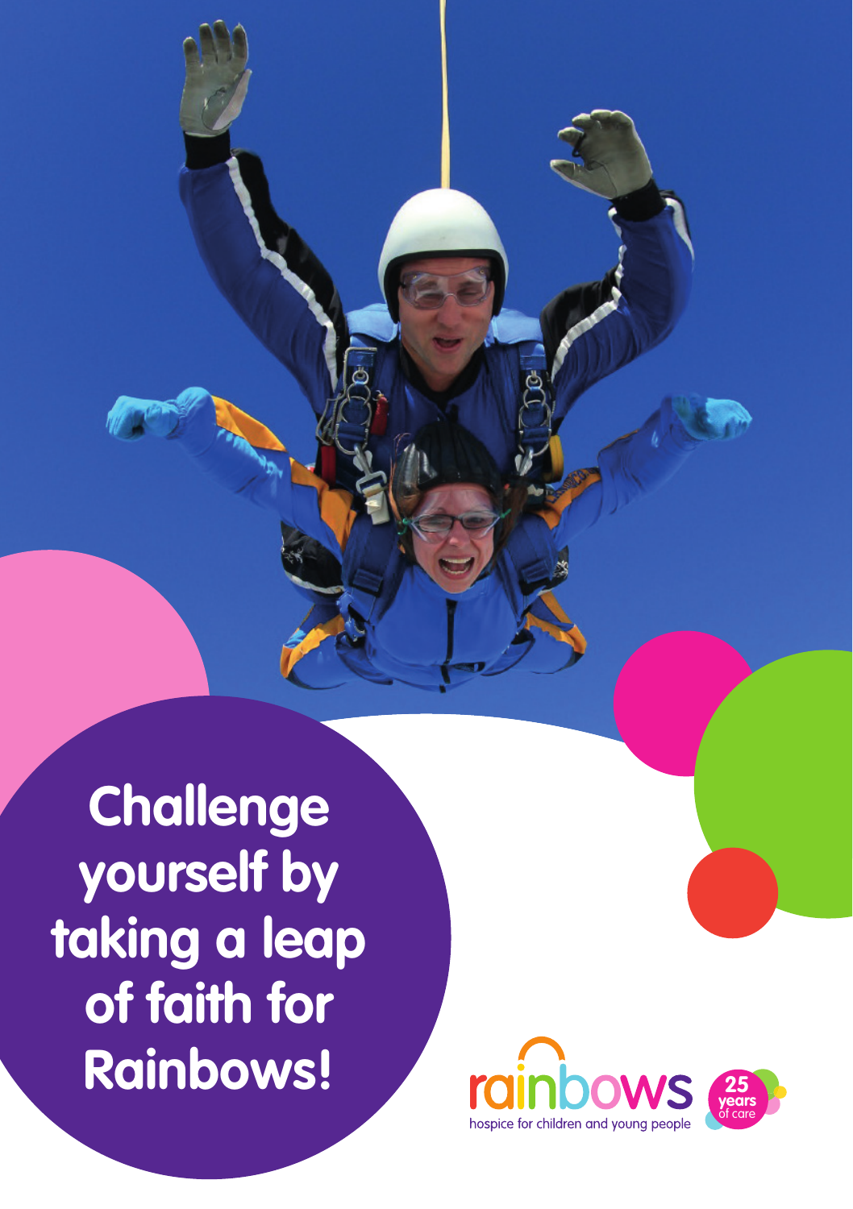# Challenge yourself by taking a leap of faith for Rainbows!

rainbows
hospice for children and young people

25 years of care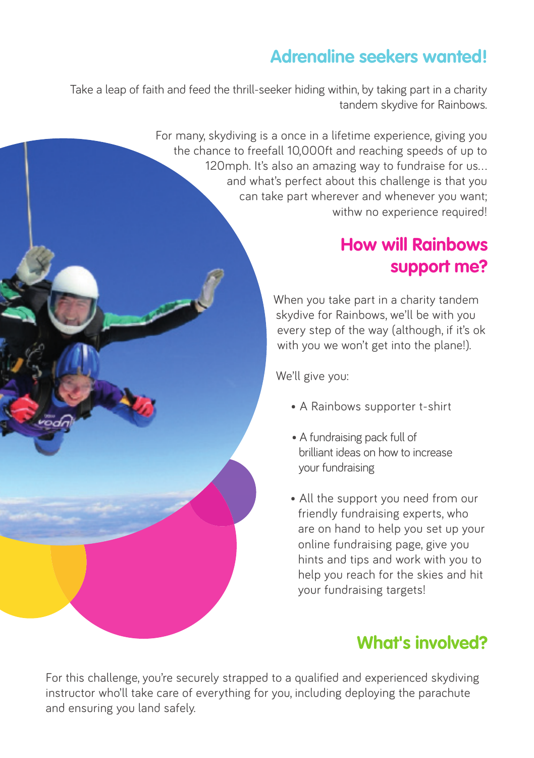## Adrenaline seekers wanted!

Take a leap of faith and feed the thrill-seeker hiding within, by taking part in a charity tandem skydive for Rainbows.

For many, skydiving is a once in a lifetime experience, giving you the chance to freefall 10,000ft and reaching speeds of up to 120mph. It's also an amazing way to fundraise for us... and what's perfect about this challenge is that you can take part wherever and whenever you want; withw no experience required!

## How will Rainbows support me?

When you take part in a charity tandem skydive for Rainbows, we'll be with you every step of the way (although, if it's ok with you we won't get into the plane!).

We'll give you:

- A Rainbows supporter t-shirt
- A fundraising pack full of brilliant ideas on how to increase your fundraising
- All the support you need from our friendly fundraising experts, who are on hand to help you set up your online fundraising page, give you hints and tips and work with you to help you reach for the skies and hit your fundraising targets!

## What's involved?

For this challenge, you're securely strapped to a qualified and experienced skydiving instructor who'll take care of everything for you, including deploying the parachute and ensuring you land safely.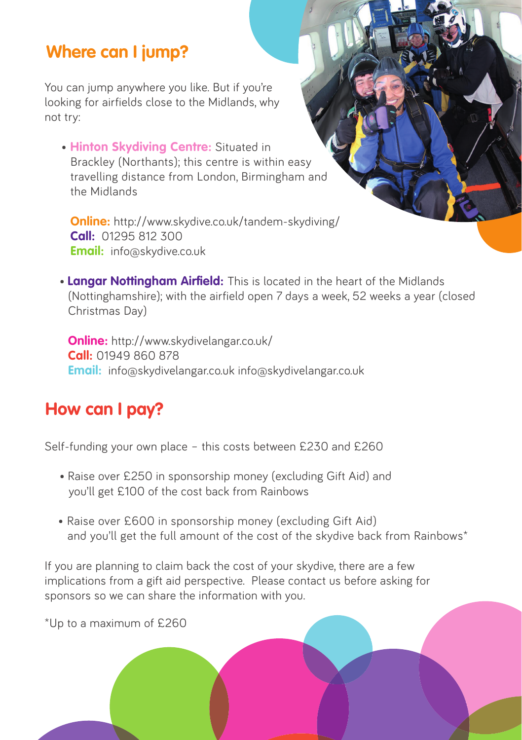## Where can I jump?

You can jump anywhere you like. But if you're looking for airfields close to the Midlands, why not try:

- **Hinton Skydiving Centre:** Situated in Brackley (Northants); this centre is within easy travelling distance from London, Birmingham and the Midlands

  **Online:** http://www.skydive.co.uk/tandem-skydiving/
  **Call:** 01295 812 300
  **Email:** info@skydive.co.uk

- **Langar Nottingham Airfield:** This is located in the heart of the Midlands (Nottinghamshire); with the airfield open 7 days a week, 52 weeks a year (closed Christmas Day)

  **Online:** http://www.skydivelangar.co.uk/
  **Call:** 01949 860 878
  **Email:** info@skydivelangar.co.uk info@skydivelangar.co.uk

## How can I pay?

Self-funding your own place – this costs between £230 and £260

- Raise over £250 in sponsorship money (excluding Gift Aid) and you'll get £100 of the cost back from Rainbows
- Raise over £600 in sponsorship money (excluding Gift Aid) and you'll get the full amount of the cost of the skydive back from Rainbows*

If you are planning to claim back the cost of your skydive, there are a few implications from a gift aid perspective. Please contact us before asking for sponsors so we can share the information with you.

*Up to a maximum of £260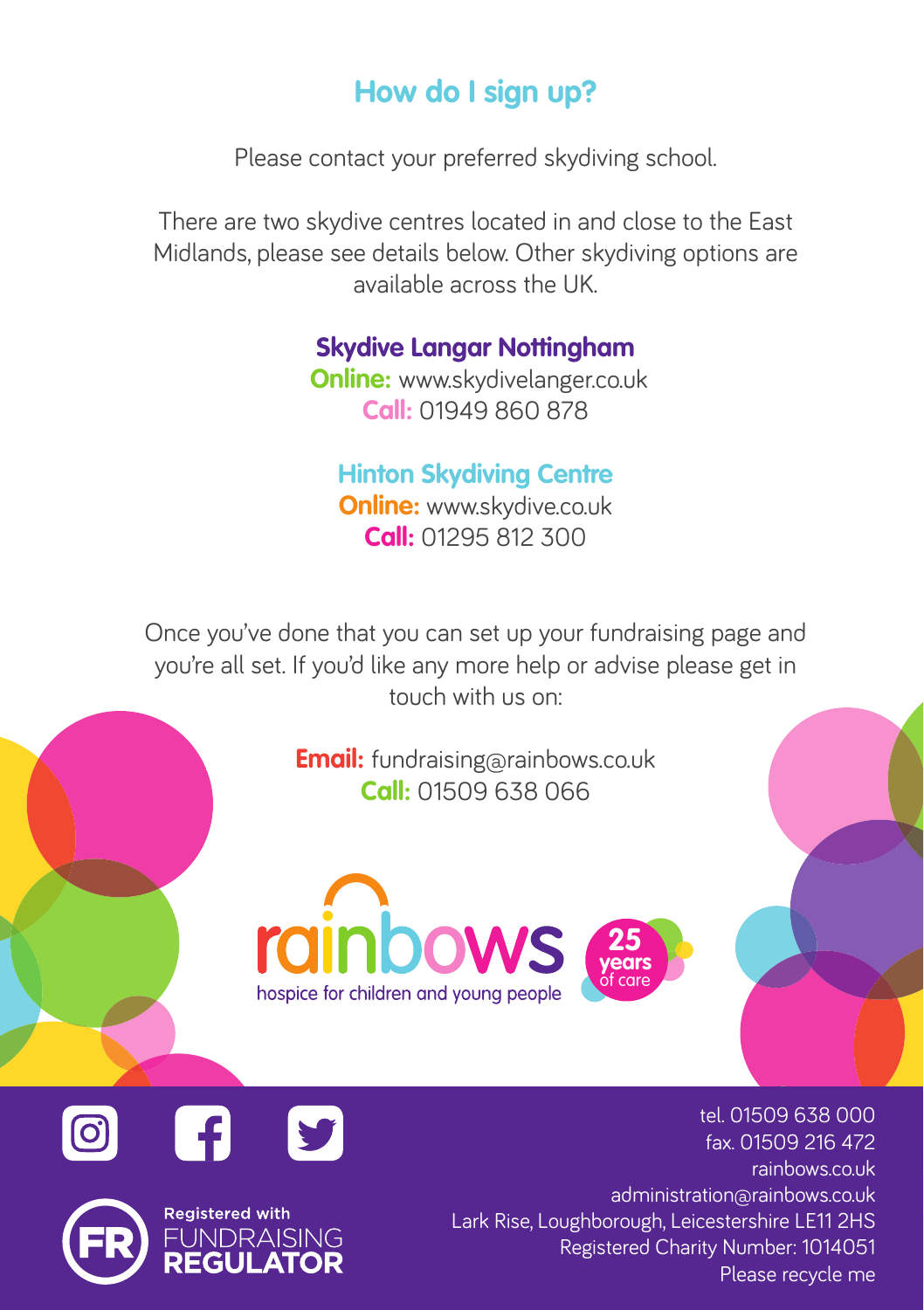## How do I sign up?

Please contact your preferred skydiving school.

There are two skydive centres located in and close to the East Midlands, please see details below. Other skydiving options are available across the UK.

### Skydive Langar Nottingham

**Online:** www.skydivelanger.co.uk
**Call:** 01949 860 878

### Hinton Skydiving Centre

**Online:** www.skydive.co.uk
**Call:** 01295 812 300

Once you've done that you can set up your fundraising page and you're all set. If you'd like any more help or advise please get in touch with us on:

**Email:** fundraising@rainbows.co.uk
**Call:** 01509 638 066

rainbows
hospice for children and young people

25 years of care

Registered with FUNDRAISING REGULATOR

tel. 01509 638 000
fax. 01509 216 472
rainbows.co.uk
administration@rainbows.co.uk
Lark Rise, Loughborough, Leicestershire LE11 2HS
Registered Charity Number: 1014051
Please recycle me